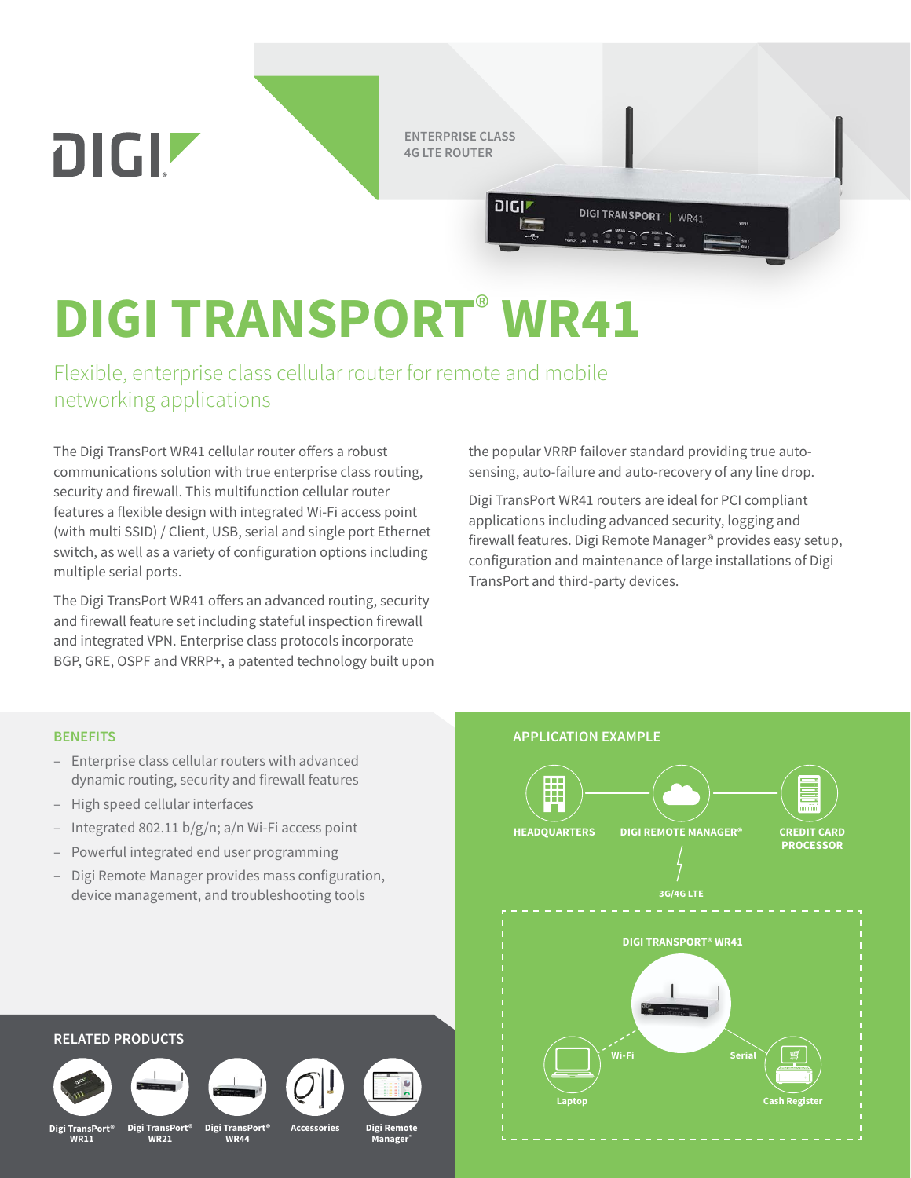ENTERPRISE CLASS
4G LTE ROUTER

# DIGI TRANSPORT® WR41

## Flexible, enterprise class cellular router for remote and mobile networking applications

The Digi TransPort WR41 cellular router offers a robust communications solution with true enterprise class routing, security and firewall. This multifunction cellular router features a flexible design with integrated Wi-Fi access point (with multi SSID) / Client, USB, serial and single port Ethernet switch, as well as a variety of configuration options including multiple serial ports.

The Digi TransPort WR41 offers an advanced routing, security and firewall feature set including stateful inspection firewall and integrated VPN. Enterprise class protocols incorporate BGP, GRE, OSPF and VRRP+, a patented technology built upon the popular VRRP failover standard providing true auto-sensing, auto-failure and auto-recovery of any line drop.

Digi TransPort WR41 routers are ideal for PCI compliant applications including advanced security, logging and firewall features. Digi Remote Manager® provides easy setup, configuration and maintenance of large installations of Digi TransPort and third-party devices.

### BENEFITS

- Enterprise class cellular routers with advanced dynamic routing, security and firewall features
- High speed cellular interfaces
- Integrated 802.11 b/g/n; a/n Wi-Fi access point
- Powerful integrated end user programming
- Digi Remote Manager provides mass configuration, device management, and troubleshooting tools

### APPLICATION EXAMPLE

HEADQUARTERS — DIGI REMOTE MANAGER® — CREDIT CARD PROCESSOR

3G/4G LTE

DIGI TRANSPORT® WR41

Wi-Fi — Laptop

Serial — Cash Register

### RELATED PRODUCTS

- Digi TransPort® WR11
- Digi TransPort® WR21
- Digi TransPort® WR44
- Accessories
- Digi Remote Manager®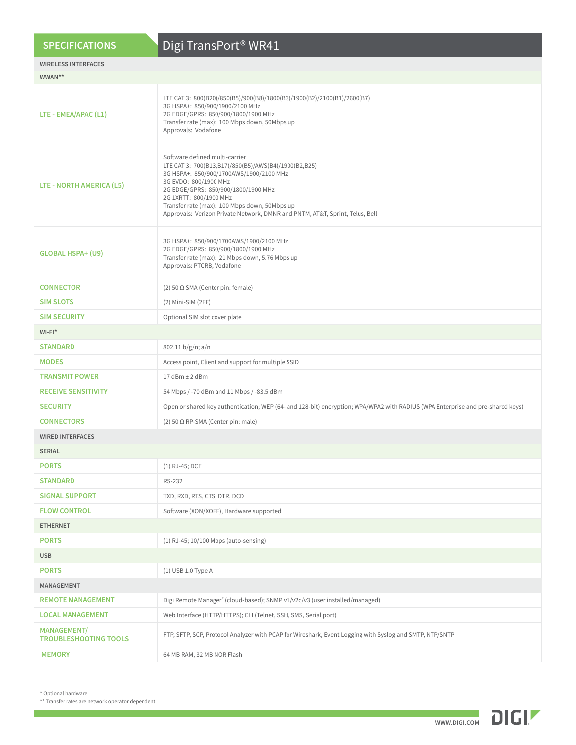## SPECIFICATIONS — Digi TransPort® WR41

| WIRELESS INTERFACES | |
|---|---|
| **WWAN**** | |
| **LTE - EMEA/APAC (L1)** | LTE CAT 3: 800(B20)/850(B5)/900(B8)/1800(B3)/1900(B2)/2100(B1)/2600(B7)<br>3G HSPA+: 850/900/1900/2100 MHz<br>2G EDGE/GPRS: 850/900/1800/1900 MHz<br>Transfer rate (max): 100 Mbps down, 50Mbps up<br>Approvals: Vodafone |
| **LTE - NORTH AMERICA (L5)** | Software defined multi-carrier<br>LTE CAT 3: 700(B13,B17)/850(B5)/AWS(B4)/1900(B2,B25)<br>3G HSPA+: 850/900/1700AWS/1900/2100 MHz<br>3G EVDO: 800/1900 MHz<br>2G EDGE/GPRS: 850/900/1800/1900 MHz<br>2G 1XRTT: 800/1900 MHz<br>Transfer rate (max): 100 Mbps down, 50Mbps up<br>Approvals: Verizon Private Network, DMNR and PNTM, AT&T, Sprint, Telus, Bell |
| **GLOBAL HSPA+ (U9)** | 3G HSPA+: 850/900/1700AWS/1900/2100 MHz<br>2G EDGE/GPRS: 850/900/1800/1900 MHz<br>Transfer rate (max): 21 Mbps down, 5.76 Mbps up<br>Approvals: PTCRB, Vodafone |
| **CONNECTOR** | (2) 50 Ω SMA (Center pin: female) |
| **SIM SLOTS** | (2) Mini-SIM (2FF) |
| **SIM SECURITY** | Optional SIM slot cover plate |
| **WI-FI*** | |
| **STANDARD** | 802.11 b/g/n; a/n |
| **MODES** | Access point, Client and support for multiple SSID |
| **TRANSMIT POWER** | 17 dBm ± 2 dBm |
| **RECEIVE SENSITIVITY** | 54 Mbps / -70 dBm and 11 Mbps / -83.5 dBm |
| **SECURITY** | Open or shared key authentication; WEP (64- and 128-bit) encryption; WPA/WPA2 with RADIUS (WPA Enterprise and pre-shared keys) |
| **CONNECTORS** | (2) 50 Ω RP-SMA (Center pin: male) |
| **WIRED INTERFACES** | |
| **SERIAL** | |
| **PORTS** | (1) RJ-45; DCE |
| **STANDARD** | RS-232 |
| **SIGNAL SUPPORT** | TXD, RXD, RTS, CTS, DTR, DCD |
| **FLOW CONTROL** | Software (XON/XOFF), Hardware supported |
| **ETHERNET** | |
| **PORTS** | (1) RJ-45; 10/100 Mbps (auto-sensing) |
| **USB** | |
| **PORTS** | (1) USB 1.0 Type A |
| **MANAGEMENT** | |
| **REMOTE MANAGEMENT** | Digi Remote Manager® (cloud-based); SNMP v1/v2c/v3 (user installed/managed) |
| **LOCAL MANAGEMENT** | Web Interface (HTTP/HTTPS); CLI (Telnet, SSH, SMS, Serial port) |
| **MANAGEMENT/ TROUBLESHOOTING TOOLS** | FTP, SFTP, SCP, Protocol Analyzer with PCAP for Wireshark, Event Logging with Syslog and SMTP, NTP/SNTP |
| **MEMORY** | 64 MB RAM, 32 MB NOR Flash |

* Optional hardware
** Transfer rates are network operator dependent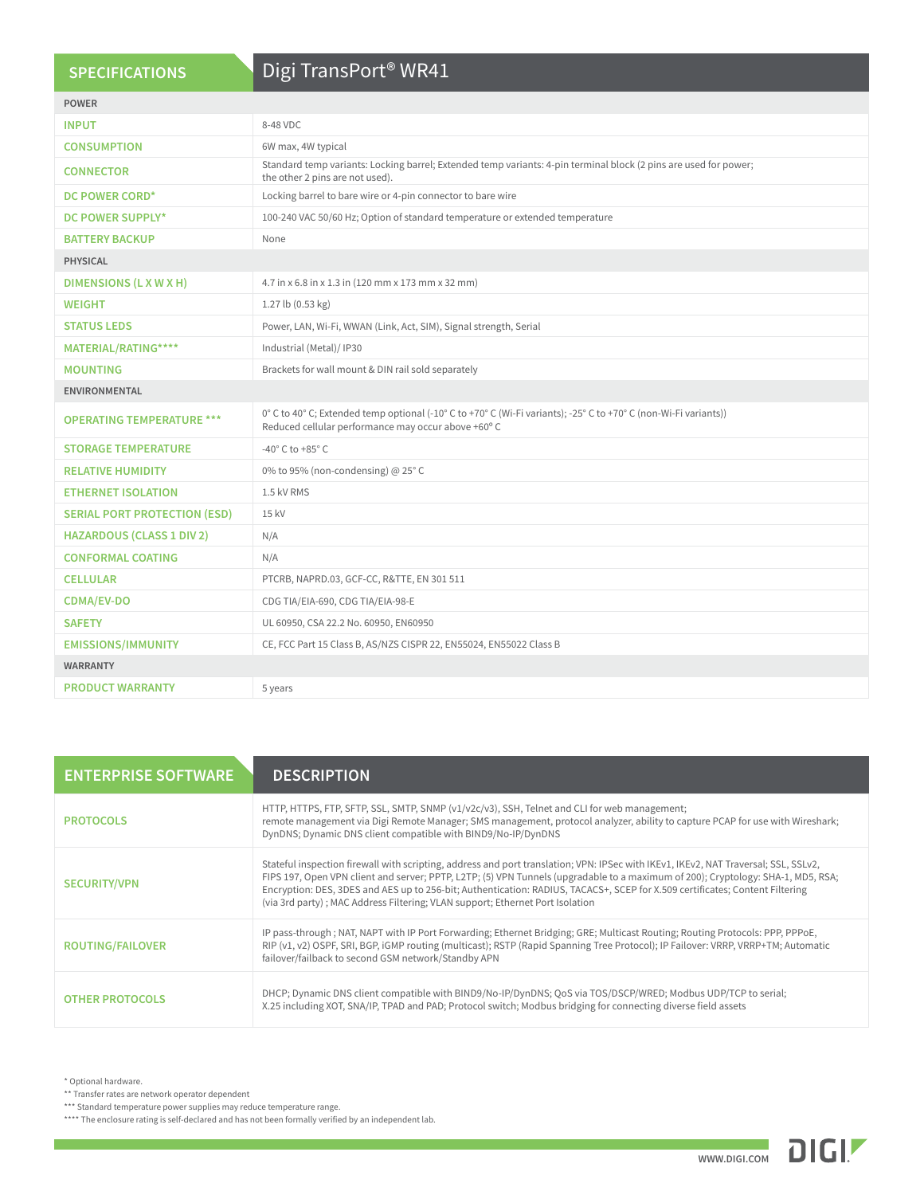| SPECIFICATIONS | Digi TransPort® WR41 |
|---|---|
| **POWER** | |
| INPUT | 8-48 VDC |
| CONSUMPTION | 6W max, 4W typical |
| CONNECTOR | Standard temp variants: Locking barrel; Extended temp variants: 4-pin terminal block (2 pins are used for power; the other 2 pins are not used). |
| DC POWER CORD* | Locking barrel to bare wire or 4-pin connector to bare wire |
| DC POWER SUPPLY* | 100-240 VAC 50/60 Hz; Option of standard temperature or extended temperature |
| BATTERY BACKUP | None |
| **PHYSICAL** | |
| DIMENSIONS (L X W X H) | 4.7 in x 6.8 in x 1.3 in (120 mm x 173 mm x 32 mm) |
| WEIGHT | 1.27 lb (0.53 kg) |
| STATUS LEDS | Power, LAN, Wi-Fi, WWAN (Link, Act, SIM), Signal strength, Serial |
| MATERIAL/RATING**** | Industrial (Metal)/ IP30 |
| MOUNTING | Brackets for wall mount & DIN rail sold separately |
| **ENVIRONMENTAL** | |
| OPERATING TEMPERATURE *** | 0° C to 40° C; Extended temp optional (-10° C to +70° C (Wi-Fi variants); -25° C to +70° C (non-Wi-Fi variants)) Reduced cellular performance may occur above +60° C |
| STORAGE TEMPERATURE | -40° C to +85° C |
| RELATIVE HUMIDITY | 0% to 95% (non-condensing) @ 25° C |
| ETHERNET ISOLATION | 1.5 kV RMS |
| SERIAL PORT PROTECTION (ESD) | 15 kV |
| HAZARDOUS (CLASS 1 DIV 2) | N/A |
| CONFORMAL COATING | N/A |
| CELLULAR | PTCRB, NAPRD.03, GCF-CC, R&TTE, EN 301 511 |
| CDMA/EV-DO | CDG TIA/EIA-690, CDG TIA/EIA-98-E |
| SAFETY | UL 60950, CSA 22.2 No. 60950, EN60950 |
| EMISSIONS/IMMUNITY | CE, FCC Part 15 Class B, AS/NZS CISPR 22, EN55024, EN55022 Class B |
| **WARRANTY** | |
| PRODUCT WARRANTY | 5 years |

| ENTERPRISE SOFTWARE | DESCRIPTION |
|---|---|
| PROTOCOLS | HTTP, HTTPS, FTP, SFTP, SSL, SMTP, SNMP (v1/v2c/v3), SSH, Telnet and CLI for web management; remote management via Digi Remote Manager; SMS management, protocol analyzer, ability to capture PCAP for use with Wireshark; DynDNS; Dynamic DNS client compatible with BIND9/No-IP/DynDNS |
| SECURITY/VPN | Stateful inspection firewall with scripting, address and port translation; VPN: IPSec with IKEv1, IKEv2, NAT Traversal; SSL, SSLv2, FIPS 197, Open VPN client and server; PPTP, L2TP; (5) VPN Tunnels (upgradable to a maximum of 200); Cryptology: SHA-1, MD5, RSA; Encryption: DES, 3DES and AES up to 256-bit; Authentication: RADIUS, TACACS+, SCEP for X.509 certificates; Content Filtering (via 3rd party) ; MAC Address Filtering; VLAN support; Ethernet Port Isolation |
| ROUTING/FAILOVER | IP pass-through ; NAT, NAPT with IP Port Forwarding; Ethernet Bridging; GRE; Multicast Routing; Routing Protocols: PPP, PPPoE, RIP (v1, v2) OSPF, SRI, BGP, iGMP routing (multicast); RSTP (Rapid Spanning Tree Protocol); IP Failover: VRRP, VRRP+TM; Automatic failover/failback to second GSM network/Standby APN |
| OTHER PROTOCOLS | DHCP; Dynamic DNS client compatible with BIND9/No-IP/DynDNS; QoS via TOS/DSCP/WRED; Modbus UDP/TCP to serial; X.25 including XOT, SNA/IP, TPAD and PAD; Protocol switch; Modbus bridging for connecting diverse field assets |

* Optional hardware.
** Transfer rates are network operator dependent
*** Standard temperature power supplies may reduce temperature range.
**** The enclosure rating is self-declared and has not been formally verified by an independent lab.

WWW.DIGI.COM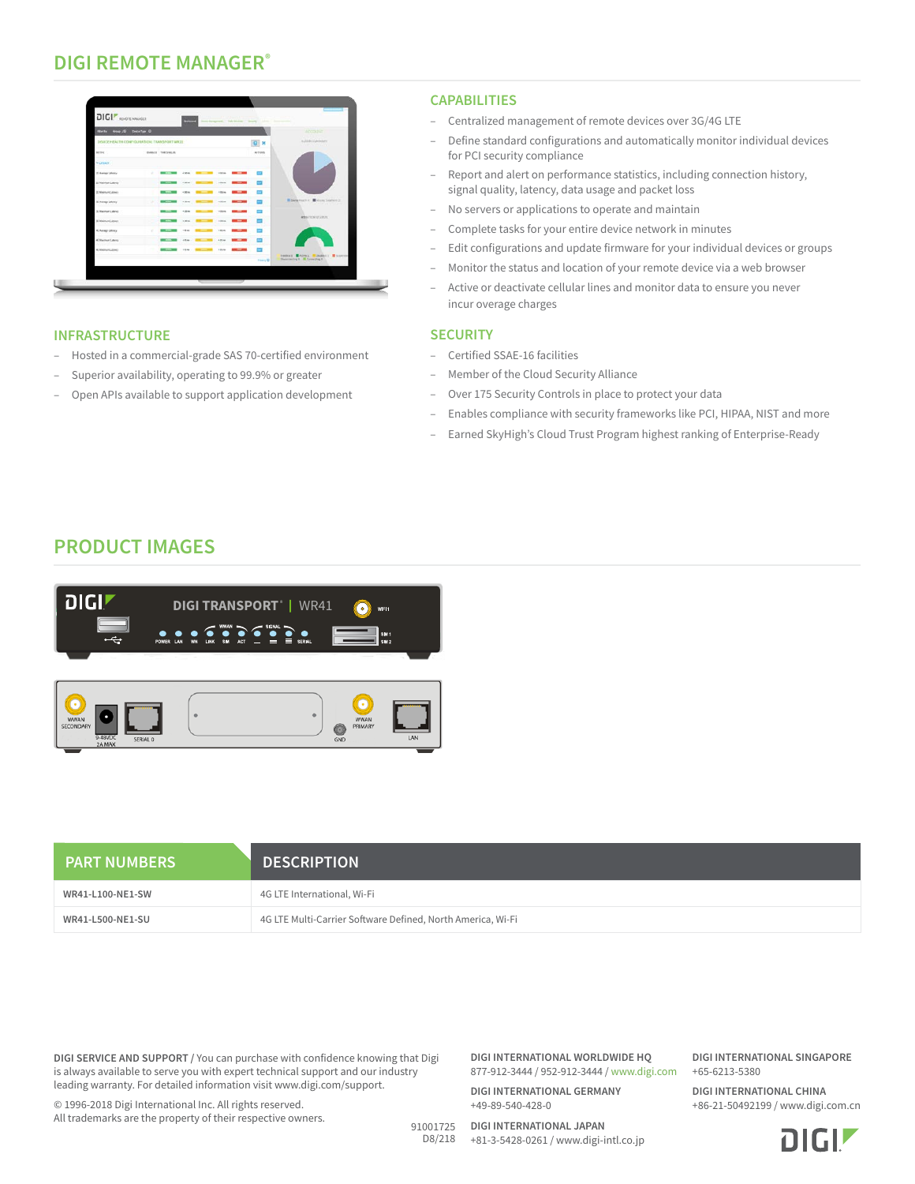## DIGI REMOTE MANAGER®

### CAPABILITIES

- Centralized management of remote devices over 3G/4G LTE
- Define standard configurations and automatically monitor individual devices for PCI security compliance
- Report and alert on performance statistics, including connection history, signal quality, latency, data usage and packet loss
- No servers or applications to operate and maintain
- Complete tasks for your entire device network in minutes
- Edit configurations and update firmware for your individual devices or groups
- Monitor the status and location of your remote device via a web browser
- Active or deactivate cellular lines and monitor data to ensure you never incur overage charges

### INFRASTRUCTURE

- Hosted in a commercial-grade SAS 70-certified environment
- Superior availability, operating to 99.9% or greater
- Open APIs available to support application development

### SECURITY

- Certified SSAE-16 facilities
- Member of the Cloud Security Alliance
- Over 175 Security Controls in place to protect your data
- Enables compliance with security frameworks like PCI, HIPAA, NIST and more
- Earned SkyHigh's Cloud Trust Program highest ranking of Enterprise-Ready

## PRODUCT IMAGES

| PART NUMBERS | DESCRIPTION |
|---|---|
| WR41-L100-NE1-SW | 4G LTE International, Wi-Fi |
| WR41-L500-NE1-SU | 4G LTE Multi-Carrier Software Defined, North America, Wi-Fi |

**DIGI SERVICE AND SUPPORT** / You can purchase with confidence knowing that Digi is always available to serve you with expert technical support and our industry leading warranty. For detailed information visit www.digi.com/support.

© 1996-2018 Digi International Inc. All rights reserved.
All trademarks are the property of their respective owners.

91001725
D8/218

**DIGI INTERNATIONAL WORLDWIDE HQ**
877-912-3444 / 952-912-3444 / www.digi.com

**DIGI INTERNATIONAL GERMANY**
+49-89-540-428-0

**DIGI INTERNATIONAL JAPAN**
+81-3-5428-0261 / www.digi-intl.co.jp

**DIGI INTERNATIONAL SINGAPORE**
+65-6213-5380

**DIGI INTERNATIONAL CHINA**
+86-21-50492199 / www.digi.com.cn